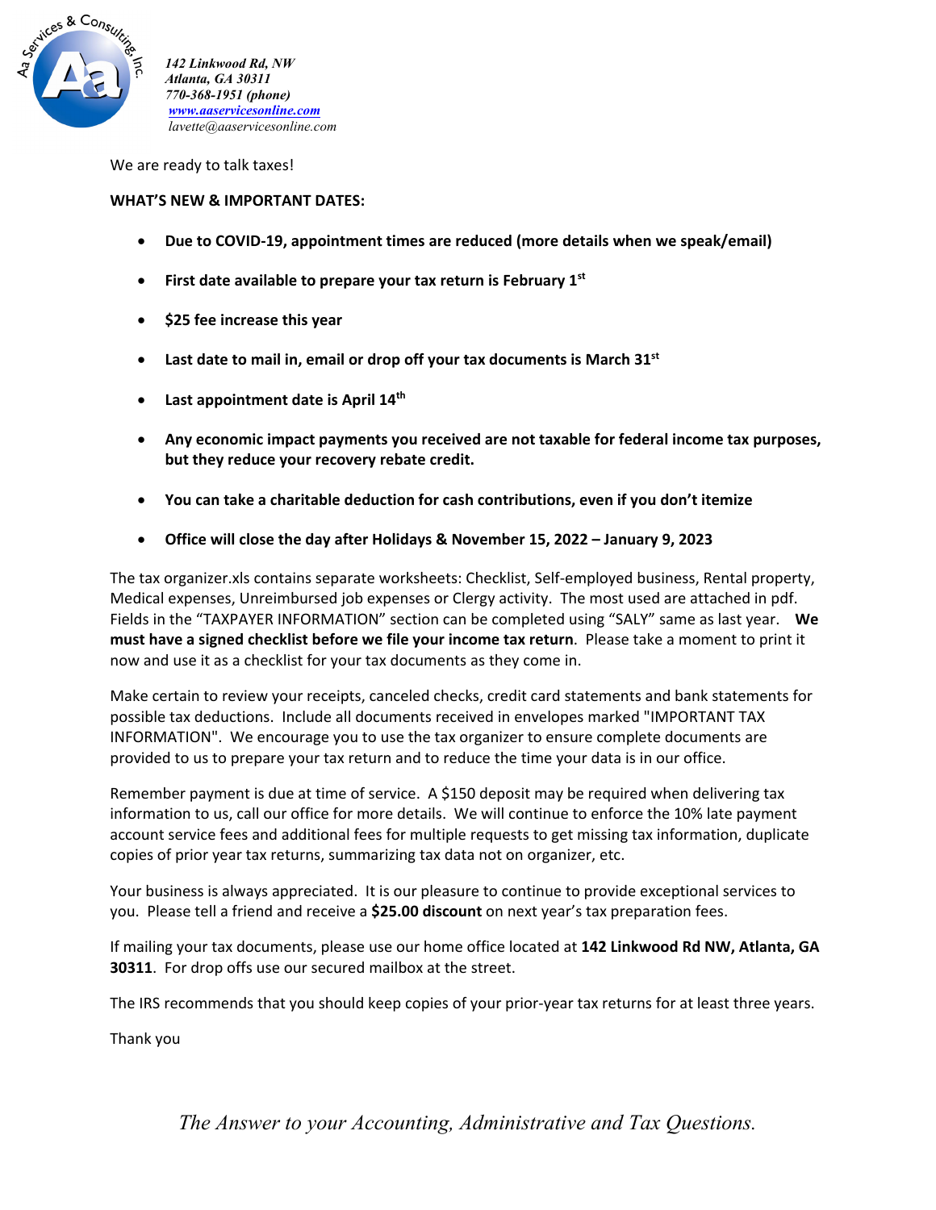*142 Linkwood Rd, NW*
*Atlanta, GA 30311*
*770-368-1951 (phone)*
*[www.aaservicesonline.com](http://www.aaservicesonline.com)*
*lavette@aaservicesonline.com*

We are ready to talk taxes!

**WHAT'S NEW & IMPORTANT DATES:**

- **Due to COVID-19, appointment times are reduced (more details when we speak/email)**
- **First date available to prepare your tax return is February 1st**
- **$25 fee increase this year**
- **Last date to mail in, email or drop off your tax documents is March 31st**
- **Last appointment date is April 14th**
- **Any economic impact payments you received are not taxable for federal income tax purposes, but they reduce your recovery rebate credit.**
- **You can take a charitable deduction for cash contributions, even if you don't itemize**
- **Office will close the day after Holidays & November 15, 2022 – January 9, 2023**

The tax organizer.xls contains separate worksheets: Checklist, Self-employed business, Rental property, Medical expenses, Unreimbursed job expenses or Clergy activity. The most used are attached in pdf. Fields in the "TAXPAYER INFORMATION" section can be completed using "SALY" same as last year. **We must have a signed checklist before we file your income tax return**. Please take a moment to print it now and use it as a checklist for your tax documents as they come in.

Make certain to review your receipts, canceled checks, credit card statements and bank statements for possible tax deductions. Include all documents received in envelopes marked "IMPORTANT TAX INFORMATION". We encourage you to use the tax organizer to ensure complete documents are provided to us to prepare your tax return and to reduce the time your data is in our office.

Remember payment is due at time of service. A $150 deposit may be required when delivering tax information to us, call our office for more details. We will continue to enforce the 10% late payment account service fees and additional fees for multiple requests to get missing tax information, duplicate copies of prior year tax returns, summarizing tax data not on organizer, etc.

Your business is always appreciated. It is our pleasure to continue to provide exceptional services to you. Please tell a friend and receive a **$25.00 discount** on next year's tax preparation fees.

If mailing your tax documents, please use our home office located at **142 Linkwood Rd NW, Atlanta, GA 30311**. For drop offs use our secured mailbox at the street.

The IRS recommends that you should keep copies of your prior-year tax returns for at least three years.

Thank you

*The Answer to your Accounting, Administrative and Tax Questions.*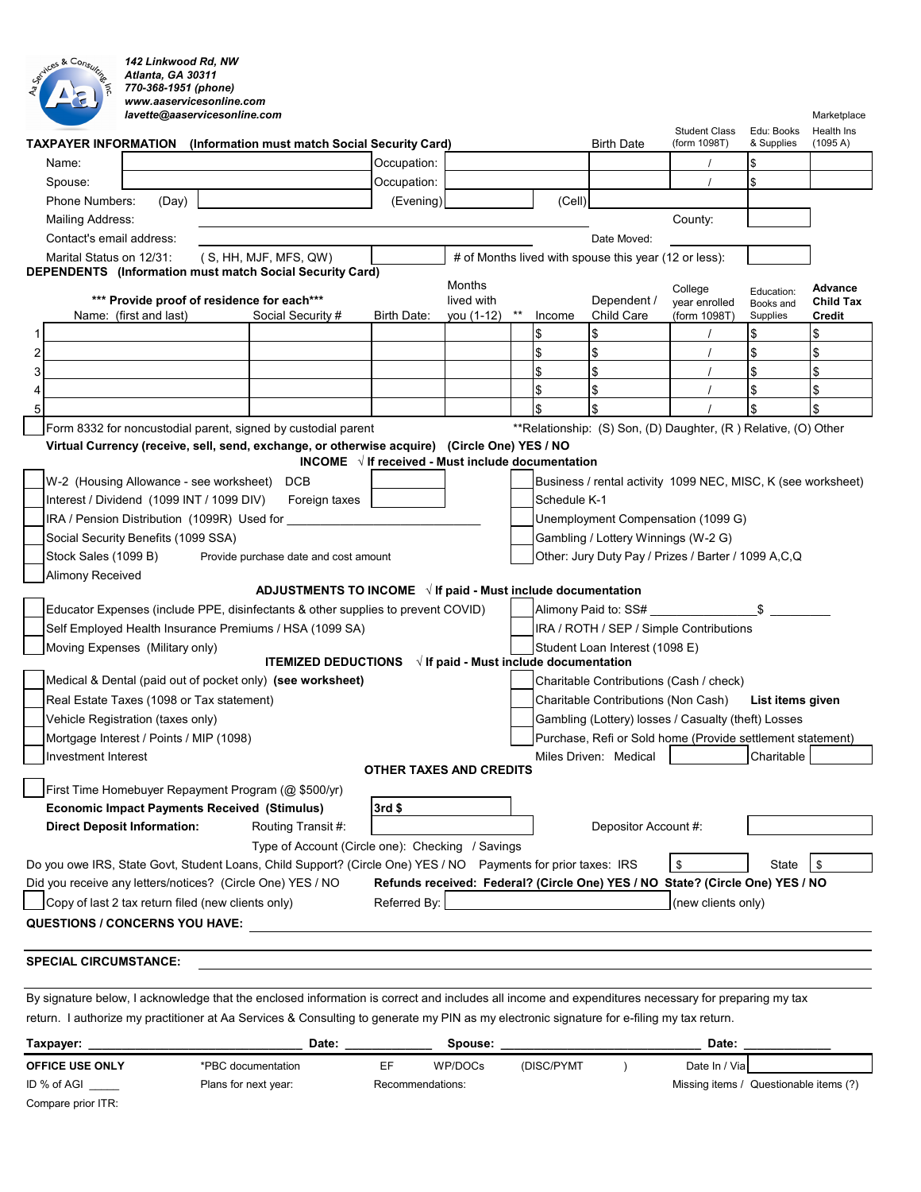142 Linkwood Rd, NW
Atlanta, GA 30311
770-368-1951 (phone)
www.aaservicesonline.com
lavette@aaservicesonline.com

**TAXPAYER INFORMATION** (Information must match Social Security Card)

| | | | | Birth Date | Student Class (form 1098T) | Edu: Books & Supplies | Marketplace Health Ins (1095 A) |
|---|---|---|---|---|---|---|---|
| Name: | | Occupation: | | | / | $ | |
| Spouse: | | Occupation: | | | / | $ | |

Phone Numbers: (Day) ______ (Evening) ______ (Cell) ______

Mailing Address: ______ County: ______

Contact's email address: ______ Date Moved: ______

Marital Status on 12/31: ( S, HH, MJF, MFS, QW) ______ # of Months lived with spouse this year (12 or less): ______

**DEPENDENTS** (Information must match Social Security Card)

| | *** Provide proof of residence for each*** Name: (first and last) | Social Security # | Birth Date: | Months lived with you (1-12) | ** | Income | Dependent / Child Care | College year enrolled (form 1098T) | Education: Books and Supplies | Advance Child Tax Credit |
|---|---|---|---|---|---|---|---|---|---|---|
| 1 | | | | | | $ | $ | / | $ | $ |
| 2 | | | | | | $ | $ | / | $ | $ |
| 3 | | | | | | $ | $ | / | $ | $ |
| 4 | | | | | | $ | $ | / | $ | $ |
| 5 | | | | | | $ | $ | / | $ | $ |

☐ Form 8332 for noncustodial parent, signed by custodial parent

**Relationship: (S) Son, (D) Daughter, (R ) Relative, (O) Other

**Virtual Currency (receive, sell, send, exchange, or otherwise acquire) (Circle One) YES / NO**

**INCOME √ If received - Must include documentation**

- ☐ W-2 (Housing Allowance - see worksheet) DCB ______
- ☐ Interest / Dividend (1099 INT / 1099 DIV) Foreign taxes ______
- ☐ IRA / Pension Distribution (1099R) Used for ______
- ☐ Social Security Benefits (1099 SSA)
- ☐ Stock Sales (1099 B) Provide purchase date and cost amount
- ☐ Alimony Received
- ☐ Business / rental activity 1099 NEC, MISC, K (see worksheet)
- ☐ Schedule K-1
- ☐ Unemployment Compensation (1099 G)
- ☐ Gambling / Lottery Winnings (W-2 G)
- ☐ Other: Jury Duty Pay / Prizes / Barter / 1099 A,C,Q

**ADJUSTMENTS TO INCOME √ If paid - Must include documentation**

- ☐ Educator Expenses (include PPE, disinfectants & other supplies to prevent COVID)
- ☐ Self Employed Health Insurance Premiums / HSA (1099 SA)
- ☐ Moving Expenses (Military only)
- ☐ Alimony Paid to: SS# ______ $ ______
- ☐ IRA / ROTH / SEP / Simple Contributions
- ☐ Student Loan Interest (1098 E)

**ITEMIZED DEDUCTIONS √ If paid - Must include documentation**

- ☐ Medical & Dental (paid out of pocket only) **(see worksheet)**
- ☐ Real Estate Taxes (1098 or Tax statement)
- ☐ Vehicle Registration (taxes only)
- ☐ Mortgage Interest / Points / MIP (1098)
- ☐ Investment Interest
- ☐ Charitable Contributions (Cash / check)
- ☐ Charitable Contributions (Non Cash) **List items given**
- ☐ Gambling (Lottery) losses / Casualty (theft) Losses
- ☐ Purchase, Refi or Sold home (Provide settlement statement)

Miles Driven: Medical ______ Charitable ______

**OTHER TAXES AND CREDITS**

☐ First Time Homebuyer Repayment Program (@ $500/yr)

**Economic Impact Payments Received (Stimulus)** 3rd $ ______

**Direct Deposit Information:** Routing Transit #: ______ Depositor Account #: ______

Type of Account (Circle one): Checking / Savings

Do you owe IRS, State Govt, Student Loans, Child Support? (Circle One) YES / NO Payments for prior taxes: IRS $ ______ State $ ______

Did you receive any letters/notices? (Circle One) YES / NO **Refunds received: Federal? (Circle One) YES / NO State? (Circle One) YES / NO**

☐ Copy of last 2 tax return filed (new clients only) Referred By: ______ (new clients only)

**QUESTIONS / CONCERNS YOU HAVE:** ______

**SPECIAL CIRCUMSTANCE:** ______

By signature below, I acknowledge that the enclosed information is correct and includes all income and expenditures necessary for preparing my tax return. I authorize my practitioner at Aa Services & Consulting to generate my PIN as my electronic signature for e-filing my tax return.

**Taxpayer:** ______ **Date:** ______ **Spouse:** ______ **Date:** ______

**OFFICE USE ONLY** *PBC documentation EF WP/DOCs (DISC/PYMT ) Date In / Via ______

ID % of AGI _____ Plans for next year: Recommendations: Missing items / Questionable items (?)

Compare prior ITR: